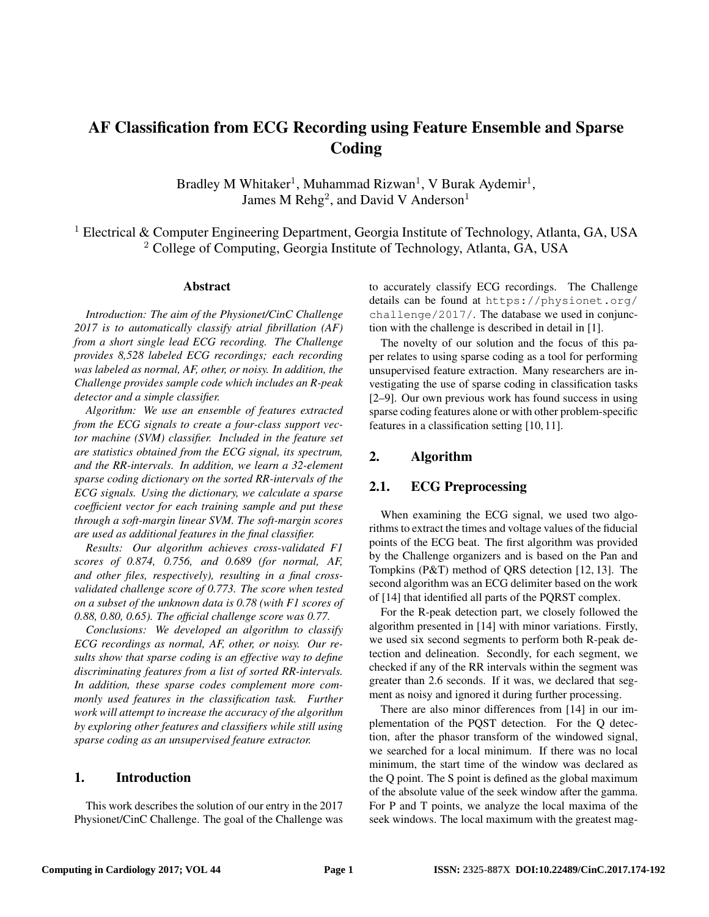# AF Classification from ECG Recording using Feature Ensemble and Sparse Coding

Bradley M Whitaker[1], Muhammad Rizwan[1], V Burak Aydemir[1], James M Rehg[2], and David V Anderson[1]

[1] Electrical & Computer Engineering Department, Georgia Institute of Technology, Atlanta, GA, USA
[2] College of Computing, Georgia Institute of Technology, Atlanta, GA, USA

## Abstract

*Introduction: The aim of the Physionet/CinC Challenge 2017 is to automatically classify atrial fibrillation (AF) from a short single lead ECG recording. The Challenge provides 8,528 labeled ECG recordings; each recording was labeled as normal, AF, other, or noisy. In addition, the Challenge provides sample code which includes an R-peak detector and a simple classifier.*

*Algorithm: We use an ensemble of features extracted from the ECG signals to create a four-class support vector machine (SVM) classifier. Included in the feature set are statistics obtained from the ECG signal, its spectrum, and the RR-intervals. In addition, we learn a 32-element sparse coding dictionary on the sorted RR-intervals of the ECG signals. Using the dictionary, we calculate a sparse coefficient vector for each training sample and put these through a soft-margin linear SVM. The soft-margin scores are used as additional features in the final classifier.*

*Results: Our algorithm achieves cross-validated F1 scores of 0.874, 0.756, and 0.689 (for normal, AF, and other files, respectively), resulting in a final cross-validated challenge score of 0.773. The score when tested on a subset of the unknown data is 0.78 (with F1 scores of 0.88, 0.80, 0.65). The official challenge score was 0.77.*

*Conclusions: We developed an algorithm to classify ECG recordings as normal, AF, other, or noisy. Our results show that sparse coding is an effective way to define discriminating features from a list of sorted RR-intervals. In addition, these sparse codes complement more commonly used features in the classification task. Further work will attempt to increase the accuracy of the algorithm by exploring other features and classifiers while still using sparse coding as an unsupervised feature extractor.*

## 1. Introduction

This work describes the solution of our entry in the 2017 Physionet/CinC Challenge. The goal of the Challenge was to accurately classify ECG recordings. The Challenge details can be found at `https://physionet.org/challenge/2017/`. The database we used in conjunction with the challenge is described in detail in [1].

The novelty of our solution and the focus of this paper relates to using sparse coding as a tool for performing unsupervised feature extraction. Many researchers are investigating the use of sparse coding in classification tasks [2–9]. Our own previous work has found success in using sparse coding features alone or with other problem-specific features in a classification setting [10, 11].

## 2. Algorithm

### 2.1. ECG Preprocessing

When examining the ECG signal, we used two algorithms to extract the times and voltage values of the fiducial points of the ECG beat. The first algorithm was provided by the Challenge organizers and is based on the Pan and Tompkins (P&T) method of QRS detection [12, 13]. The second algorithm was an ECG delimiter based on the work of [14] that identified all parts of the PQRST complex.

For the R-peak detection part, we closely followed the algorithm presented in [14] with minor variations. Firstly, we used six second segments to perform both R-peak detection and delineation. Secondly, for each segment, we checked if any of the RR intervals within the segment was greater than 2.6 seconds. If it was, we declared that segment as noisy and ignored it during further processing.

There are also minor differences from [14] in our implementation of the PQST detection. For the Q detection, after the phasor transform of the windowed signal, we searched for a local minimum. If there was no local minimum, the start time of the window was declared as the Q point. The S point is defined as the global maximum of the absolute value of the seek window after the gamma. For P and T points, we analyze the local maxima of the seek windows. The local maximum with the greatest mag-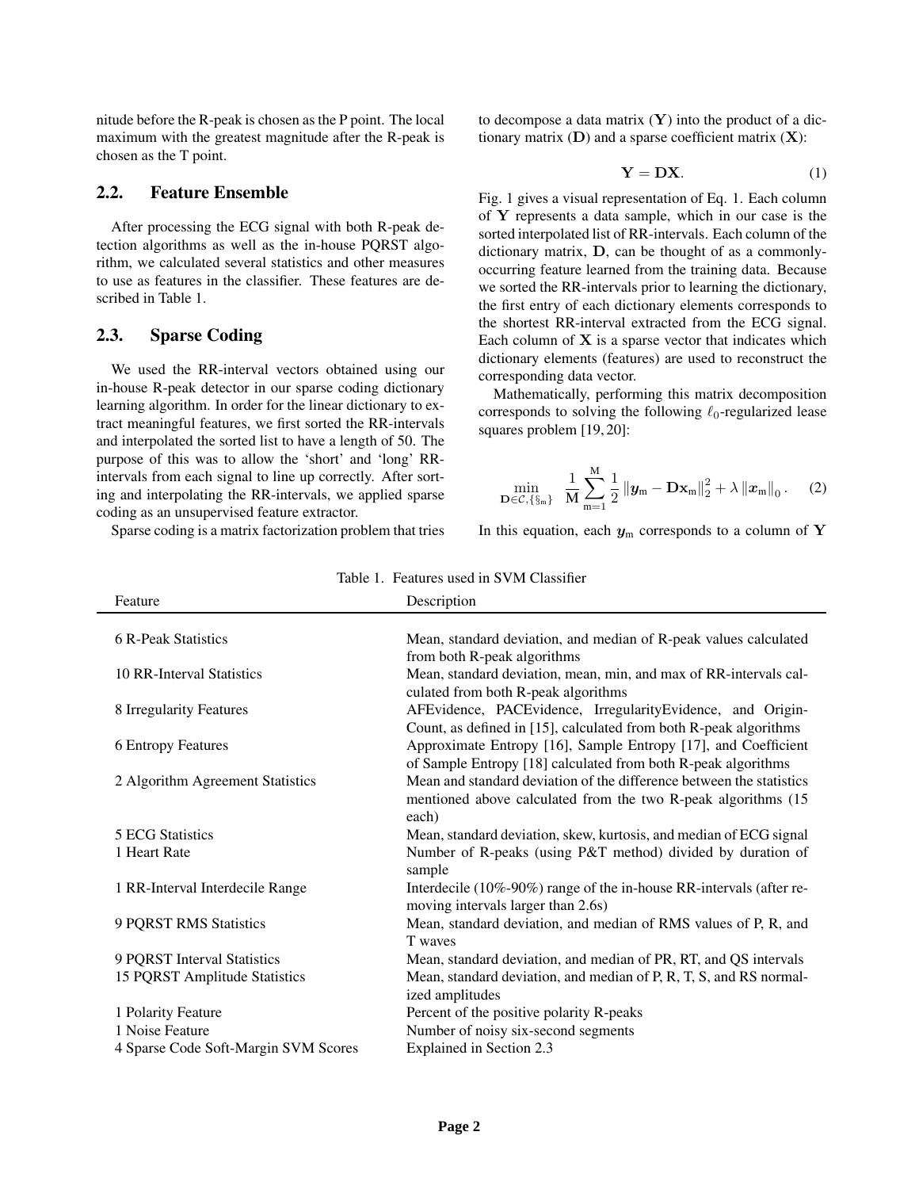nitude before the R-peak is chosen as the P point. The local maximum with the greatest magnitude after the R-peak is chosen as the T point.

## 2.2. Feature Ensemble

After processing the ECG signal with both R-peak detection algorithms as well as the in-house PQRST algorithm, we calculated several statistics and other measures to use as features in the classifier. These features are described in Table 1.

## 2.3. Sparse Coding

We used the RR-interval vectors obtained using our in-house R-peak detector in our sparse coding dictionary learning algorithm. In order for the linear dictionary to extract meaningful features, we first sorted the RR-intervals and interpolated the sorted list to have a length of 50. The purpose of this was to allow the 'short' and 'long' RR-intervals from each signal to line up correctly. After sorting and interpolating the RR-intervals, we applied sparse coding as an unsupervised feature extractor.

Sparse coding is a matrix factorization problem that tries to decompose a data matrix ($\mathbf{Y}$) into the product of a dictionary matrix ($\mathbf{D}$) and a sparse coefficient matrix ($\mathbf{X}$):

$$\mathbf{Y} = \mathbf{D}\mathbf{X}. \tag{1}$$

Fig. 1 gives a visual representation of Eq. 1. Each column of $\mathbf{Y}$ represents a data sample, which in our case is the sorted interpolated list of RR-intervals. Each column of the dictionary matrix, $\mathbf{D}$, can be thought of as a commonly-occurring feature learned from the training data. Because we sorted the RR-intervals prior to learning the dictionary, the first entry of each dictionary elements corresponds to the shortest RR-interval extracted from the ECG signal. Each column of $\mathbf{X}$ is a sparse vector that indicates which dictionary elements (features) are used to reconstruct the corresponding data vector.

Mathematically, performing this matrix decomposition corresponds to solving the following $\ell_0$-regularized lease squares problem [19, 20]:

$$\min_{\mathbf{D}\in\mathcal{C},\{\S_\mathrm{m}\}} \quad \frac{1}{\mathrm{M}} \sum_{\mathrm{m}=1}^{\mathrm{M}} \frac{1}{2} \left\|\boldsymbol{y}_\mathrm{m} - \mathbf{D}\mathbf{x}_\mathrm{m}\right\|_2^2 + \lambda \left\|\boldsymbol{x}_\mathrm{m}\right\|_0 . \tag{2}$$

In this equation, each $\boldsymbol{y}_\mathrm{m}$ corresponds to a column of $\mathbf{Y}$

Table 1. Features used in SVM Classifier

| Feature | Description |
|---|---|
| 6 R-Peak Statistics | Mean, standard deviation, and median of R-peak values calculated from both R-peak algorithms |
| 10 RR-Interval Statistics | Mean, standard deviation, mean, min, and max of RR-intervals calculated from both R-peak algorithms |
| 8 Irregularity Features | AFEvidence, PACEvidence, IrregularityEvidence, and OriginCount, as defined in [15], calculated from both R-peak algorithms |
| 6 Entropy Features | Approximate Entropy [16], Sample Entropy [17], and Coefficient of Sample Entropy [18] calculated from both R-peak algorithms |
| 2 Algorithm Agreement Statistics | Mean and standard deviation of the difference between the statistics mentioned above calculated from the two R-peak algorithms (15 each) |
| 5 ECG Statistics | Mean, standard deviation, skew, kurtosis, and median of ECG signal |
| 1 Heart Rate | Number of R-peaks (using P&T method) divided by duration of sample |
| 1 RR-Interval Interdecile Range | Interdecile (10%-90%) range of the in-house RR-intervals (after removing intervals larger than 2.6s) |
| 9 PQRST RMS Statistics | Mean, standard deviation, and median of RMS values of P, R, and T waves |
| 9 PQRST Interval Statistics | Mean, standard deviation, and median of PR, RT, and QS intervals |
| 15 PQRST Amplitude Statistics | Mean, standard deviation, and median of P, R, T, S, and RS normalized amplitudes |
| 1 Polarity Feature | Percent of the positive polarity R-peaks |
| 1 Noise Feature | Number of noisy six-second segments |
| 4 Sparse Code Soft-Margin SVM Scores | Explained in Section 2.3 |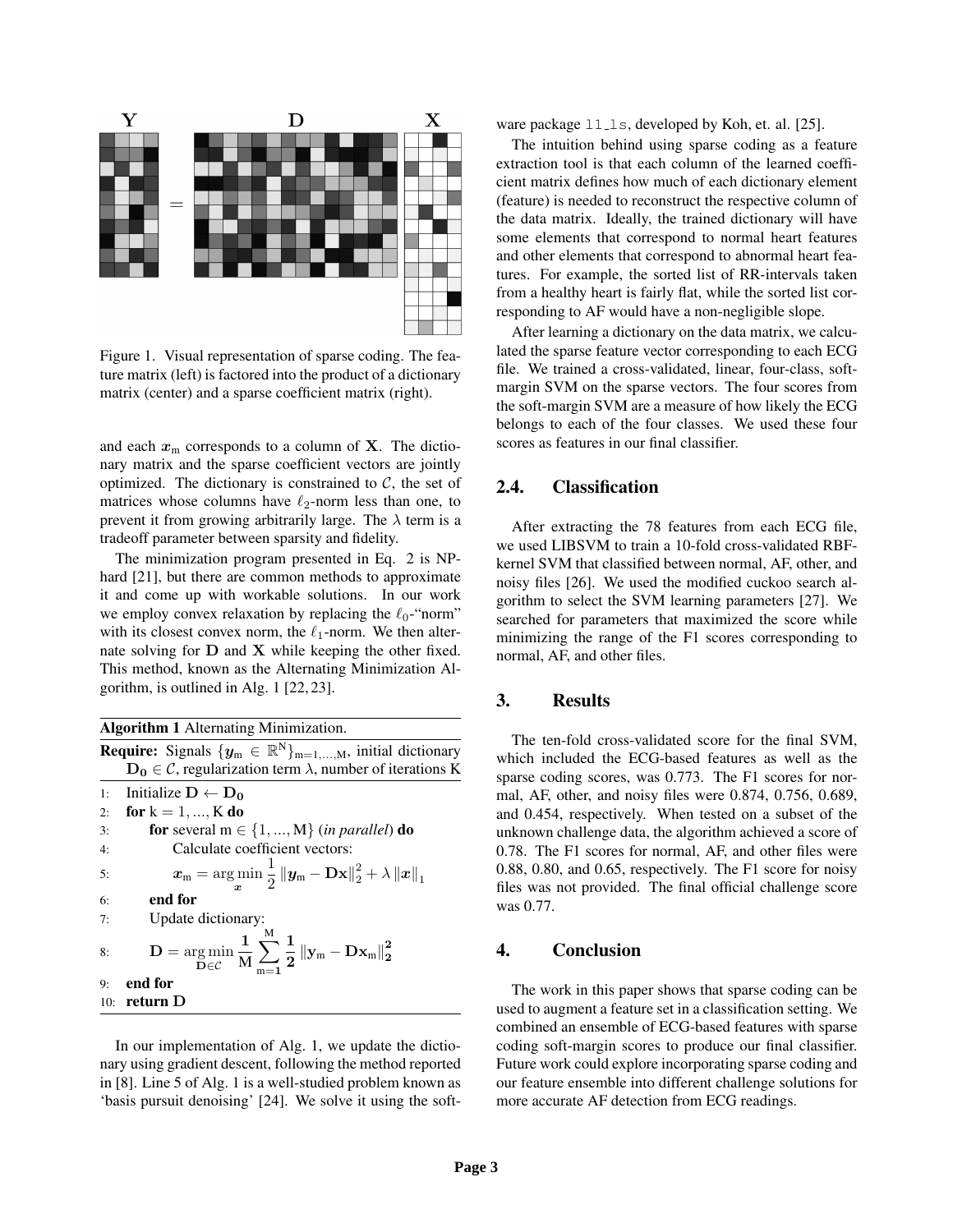Figure 1. Visual representation of sparse coding. The feature matrix (left) is factored into the product of a dictionary matrix (center) and a sparse coefficient matrix (right).

and each $\boldsymbol{x}_\mathrm{m}$ corresponds to a column of $\mathbf{X}$. The dictionary matrix and the sparse coefficient vectors are jointly optimized. The dictionary is constrained to $\mathcal{C}$, the set of matrices whose columns have $\ell_2$-norm less than one, to prevent it from growing arbitrarily large. The $\lambda$ term is a tradeoff parameter between sparsity and fidelity.

The minimization program presented in Eq. 2 is NP-hard [21], but there are common methods to approximate it and come up with workable solutions. In our work we employ convex relaxation by replacing the $\ell_0$-"norm" with its closest convex norm, the $\ell_1$-norm. We then alternate solving for $\mathbf{D}$ and $\mathbf{X}$ while keeping the other fixed. This method, known as the Alternating Minimization Algorithm, is outlined in Alg. 1 [22, 23].

**Algorithm 1** Alternating Minimization.

**Require:** Signals $\{\boldsymbol{y}_\mathrm{m} \in \mathbb{R}^\mathrm{N}\}_{\mathrm{m}=1,\ldots,\mathrm{M}}$, initial dictionary $\mathbf{D_0} \in \mathcal{C}$, regularization term $\lambda$, number of iterations K

1: Initialize $\mathbf{D} \leftarrow \mathbf{D_0}$
2: **for** $\mathrm{k} = 1, \ldots, \mathrm{K}$ **do**
3: &nbsp;&nbsp;&nbsp;&nbsp;**for** several $\mathrm{m} \in \{1, \ldots, \mathrm{M}\}$ (*in parallel*) **do**
4: &nbsp;&nbsp;&nbsp;&nbsp;&nbsp;&nbsp;&nbsp;&nbsp;Calculate coefficient vectors:
5: &nbsp;&nbsp;&nbsp;&nbsp;&nbsp;&nbsp;&nbsp;&nbsp;$\boldsymbol{x}_\mathrm{m} = \underset{\boldsymbol{x}}{\arg\min} \frac{1}{2} \left\| \boldsymbol{y}_\mathrm{m} - \mathbf{D}\mathbf{x} \right\|_2^2 + \lambda \left\| \boldsymbol{x} \right\|_1$
6: &nbsp;&nbsp;&nbsp;&nbsp;**end for**
7: &nbsp;&nbsp;&nbsp;&nbsp;Update dictionary:
8: &nbsp;&nbsp;&nbsp;&nbsp;$\mathbf{D} = \underset{\mathbf{D} \in \mathcal{C}}{\arg\min} \frac{1}{\mathrm{M}} \sum_{\mathrm{m}=1}^{\mathrm{M}} \frac{1}{2} \left\| \mathbf{y}_\mathrm{m} - \mathbf{D}\mathbf{x}_\mathrm{m} \right\|_2^2$
9: **end for**
10: **return** $\mathbf{D}$

In our implementation of Alg. 1, we update the dictionary using gradient descent, following the method reported in [8]. Line 5 of Alg. 1 is a well-studied problem known as 'basis pursuit denoising' [24]. We solve it using the software package `l1_ls`, developed by Koh, et. al. [25].

The intuition behind using sparse coding as a feature extraction tool is that each column of the learned coefficient matrix defines how much of each dictionary element (feature) is needed to reconstruct the respective column of the data matrix. Ideally, the trained dictionary will have some elements that correspond to normal heart features and other elements that correspond to abnormal heart features. For example, the sorted list of RR-intervals taken from a healthy heart is fairly flat, while the sorted list corresponding to AF would have a non-negligible slope.

After learning a dictionary on the data matrix, we calculated the sparse feature vector corresponding to each ECG file. We trained a cross-validated, linear, four-class, soft-margin SVM on the sparse vectors. The four scores from the soft-margin SVM are a measure of how likely the ECG belongs to each of the four classes. We used these four scores as features in our final classifier.

## 2.4. Classification

After extracting the 78 features from each ECG file, we used LIBSVM to train a 10-fold cross-validated RBF-kernel SVM that classified between normal, AF, other, and noisy files [26]. We used the modified cuckoo search algorithm to select the SVM learning parameters [27]. We searched for parameters that maximized the score while minimizing the range of the F1 scores corresponding to normal, AF, and other files.

# 3. Results

The ten-fold cross-validated score for the final SVM, which included the ECG-based features as well as the sparse coding scores, was 0.773. The F1 scores for normal, AF, other, and noisy files were 0.874, 0.756, 0.689, and 0.454, respectively. When tested on a subset of the unknown challenge data, the algorithm achieved a score of 0.78. The F1 scores for normal, AF, and other files were 0.88, 0.80, and 0.65, respectively. The F1 score for noisy files was not provided. The final official challenge score was 0.77.

# 4. Conclusion

The work in this paper shows that sparse coding can be used to augment a feature set in a classification setting. We combined an ensemble of ECG-based features with sparse coding soft-margin scores to produce our final classifier. Future work could explore incorporating sparse coding and our feature ensemble into different challenge solutions for more accurate AF detection from ECG readings.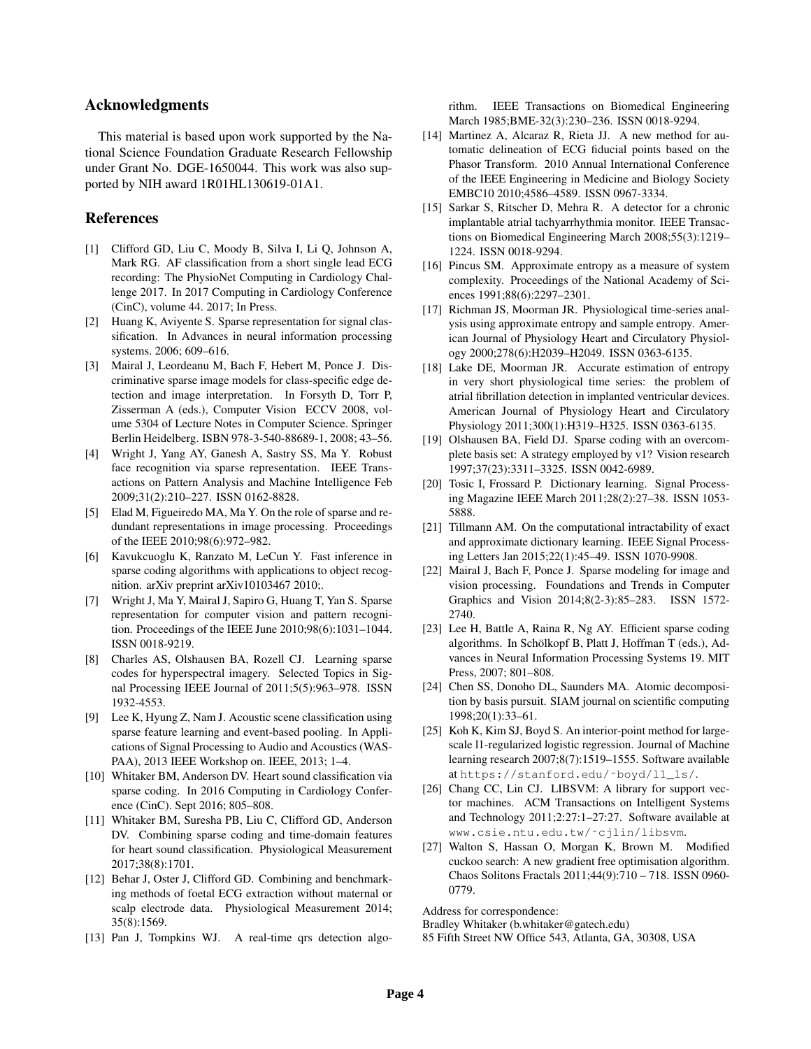## Acknowledgments

This material is based upon work supported by the National Science Foundation Graduate Research Fellowship under Grant No. DGE-1650044. This work was also supported by NIH award 1R01HL130619-01A1.

## References

[1] Clifford GD, Liu C, Moody B, Silva I, Li Q, Johnson A, Mark RG. AF classification from a short single lead ECG recording: The PhysioNet Computing in Cardiology Challenge 2017. In 2017 Computing in Cardiology Conference (CinC), volume 44. 2017; In Press.

[2] Huang K, Aviyente S. Sparse representation for signal classification. In Advances in neural information processing systems. 2006; 609–616.

[3] Mairal J, Leordeanu M, Bach F, Hebert M, Ponce J. Discriminative sparse image models for class-specific edge detection and image interpretation. In Forsyth D, Torr P, Zisserman A (eds.), Computer Vision ECCV 2008, volume 5304 of Lecture Notes in Computer Science. Springer Berlin Heidelberg. ISBN 978-3-540-88689-1, 2008; 43–56.

[4] Wright J, Yang AY, Ganesh A, Sastry SS, Ma Y. Robust face recognition via sparse representation. IEEE Transactions on Pattern Analysis and Machine Intelligence Feb 2009;31(2):210–227. ISSN 0162-8828.

[5] Elad M, Figueiredo MA, Ma Y. On the role of sparse and redundant representations in image processing. Proceedings of the IEEE 2010;98(6):972–982.

[6] Kavukcuoglu K, Ranzato M, LeCun Y. Fast inference in sparse coding algorithms with applications to object recognition. arXiv preprint arXiv10103467 2010;.

[7] Wright J, Ma Y, Mairal J, Sapiro G, Huang T, Yan S. Sparse representation for computer vision and pattern recognition. Proceedings of the IEEE June 2010;98(6):1031–1044. ISSN 0018-9219.

[8] Charles AS, Olshausen BA, Rozell CJ. Learning sparse codes for hyperspectral imagery. Selected Topics in Signal Processing IEEE Journal of 2011;5(5):963–978. ISSN 1932-4553.

[9] Lee K, Hyung Z, Nam J. Acoustic scene classification using sparse feature learning and event-based pooling. In Applications of Signal Processing to Audio and Acoustics (WASPAA), 2013 IEEE Workshop on. IEEE, 2013; 1–4.

[10] Whitaker BM, Anderson DV. Heart sound classification via sparse coding. In 2016 Computing in Cardiology Conference (CinC). Sept 2016; 805–808.

[11] Whitaker BM, Suresha PB, Liu C, Clifford GD, Anderson DV. Combining sparse coding and time-domain features for heart sound classification. Physiological Measurement 2017;38(8):1701.

[12] Behar J, Oster J, Clifford GD. Combining and benchmarking methods of foetal ECG extraction without maternal or scalp electrode data. Physiological Measurement 2014; 35(8):1569.

[13] Pan J, Tompkins WJ. A real-time qrs detection algorithm. IEEE Transactions on Biomedical Engineering March 1985;BME-32(3):230–236. ISSN 0018-9294.

[14] Martinez A, Alcaraz R, Rieta JJ. A new method for automatic delineation of ECG fiducial points based on the Phasor Transform. 2010 Annual International Conference of the IEEE Engineering in Medicine and Biology Society EMBC10 2010;4586–4589. ISSN 0967-3334.

[15] Sarkar S, Ritscher D, Mehra R. A detector for a chronic implantable atrial tachyarrhythmia monitor. IEEE Transactions on Biomedical Engineering March 2008;55(3):1219–1224. ISSN 0018-9294.

[16] Pincus SM. Approximate entropy as a measure of system complexity. Proceedings of the National Academy of Sciences 1991;88(6):2297–2301.

[17] Richman JS, Moorman JR. Physiological time-series analysis using approximate entropy and sample entropy. American Journal of Physiology Heart and Circulatory Physiology 2000;278(6):H2039–H2049. ISSN 0363-6135.

[18] Lake DE, Moorman JR. Accurate estimation of entropy in very short physiological time series: the problem of atrial fibrillation detection in implanted ventricular devices. American Journal of Physiology Heart and Circulatory Physiology 2011;300(1):H319–H325. ISSN 0363-6135.

[19] Olshausen BA, Field DJ. Sparse coding with an overcomplete basis set: A strategy employed by v1? Vision research 1997;37(23):3311–3325. ISSN 0042-6989.

[20] Tosic I, Frossard P. Dictionary learning. Signal Processing Magazine IEEE March 2011;28(2):27–38. ISSN 1053-5888.

[21] Tillmann AM. On the computational intractability of exact and approximate dictionary learning. IEEE Signal Processing Letters Jan 2015;22(1):45–49. ISSN 1070-9908.

[22] Mairal J, Bach F, Ponce J. Sparse modeling for image and vision processing. Foundations and Trends in Computer Graphics and Vision 2014;8(2-3):85–283. ISSN 1572-2740.

[23] Lee H, Battle A, Raina R, Ng AY. Efficient sparse coding algorithms. In Schölkopf B, Platt J, Hoffman T (eds.), Advances in Neural Information Processing Systems 19. MIT Press, 2007; 801–808.

[24] Chen SS, Donoho DL, Saunders MA. Atomic decomposition by basis pursuit. SIAM journal on scientific computing 1998;20(1):33–61.

[25] Koh K, Kim SJ, Boyd S. An interior-point method for large-scale l1-regularized logistic regression. Journal of Machine learning research 2007;8(7):1519–1555. Software available at `https://stanford.edu/~boyd/l1_ls/`.

[26] Chang CC, Lin CJ. LIBSVM: A library for support vector machines. ACM Transactions on Intelligent Systems and Technology 2011;2:27:1–27:27. Software available at `www.csie.ntu.edu.tw/~cjlin/libsvm`.

[27] Walton S, Hassan O, Morgan K, Brown M. Modified cuckoo search: A new gradient free optimisation algorithm. Chaos Solitons Fractals 2011;44(9):710 – 718. ISSN 0960-0779.

Address for correspondence:
Bradley Whitaker (b.whitaker@gatech.edu)
85 Fifth Street NW Office 543, Atlanta, GA, 30308, USA